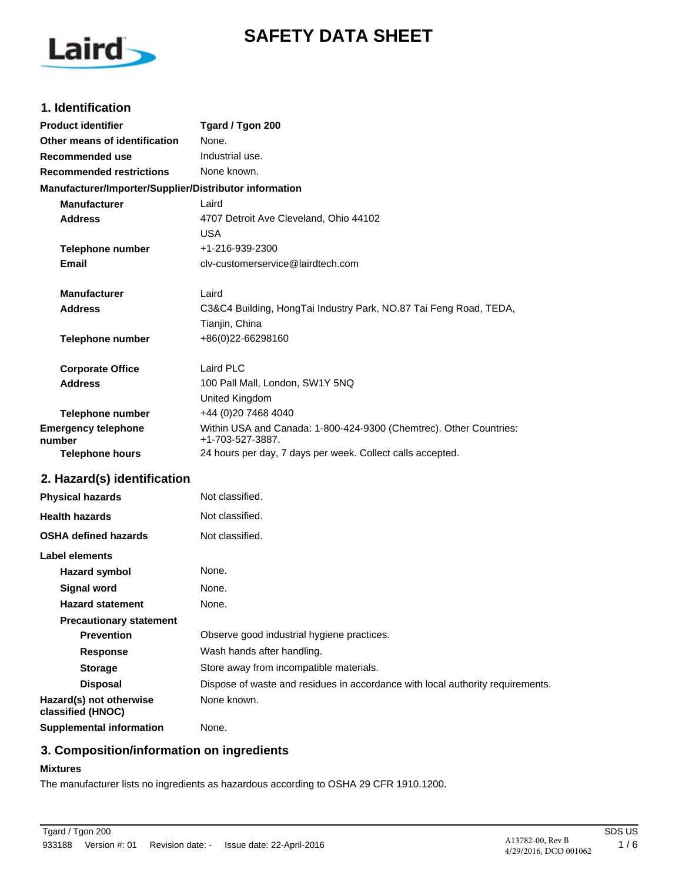# SAFETY DATA SHEET

## 1. Identification

| | |
|---|---|
| **Product identifier** | **Tgard / Tgon 200** |
| **Other means of identification** | None. |
| **Recommended use** | Industrial use. |
| **Recommended restrictions** | None known. |

**Manufacturer/Importer/Supplier/Distributor information**

| | |
|---|---|
| **Manufacturer** | Laird |
| **Address** | 4707 Detroit Ave Cleveland, Ohio 44102<br>USA |
| **Telephone number** | +1-216-939-2300 |
| **Email** | clv-customerservice@lairdtech.com |
| **Manufacturer** | Laird |
| **Address** | C3&C4 Building, HongTai Industry Park, NO.87 Tai Feng Road, TEDA,<br>Tianjin, China |
| **Telephone number** | +86(0)22-66298160 |
| **Corporate Office** | Laird PLC |
| **Address** | 100 Pall Mall, London, SW1Y 5NQ<br>United Kingdom |
| **Telephone number** | +44 (0)20 7468 4040 |
| **Emergency telephone number** | Within USA and Canada: 1-800-424-9300 (Chemtrec). Other Countries: +1-703-527-3887. |
| **Telephone hours** | 24 hours per day, 7 days per week. Collect calls accepted. |

## 2. Hazard(s) identification

| | |
|---|---|
| **Physical hazards** | Not classified. |
| **Health hazards** | Not classified. |
| **OSHA defined hazards** | Not classified. |

**Label elements**

| | |
|---|---|
| **Hazard symbol** | None. |
| **Signal word** | None. |
| **Hazard statement** | None. |

**Precautionary statement**

| | |
|---|---|
| **Prevention** | Observe good industrial hygiene practices. |
| **Response** | Wash hands after handling. |
| **Storage** | Store away from incompatible materials. |
| **Disposal** | Dispose of waste and residues in accordance with local authority requirements. |
| **Hazard(s) not otherwise classified (HNOC)** | None known. |
| **Supplemental information** | None. |

## 3. Composition/information on ingredients

**Mixtures**

The manufacturer lists no ingredients as hazardous according to OSHA 29 CFR 1910.1200.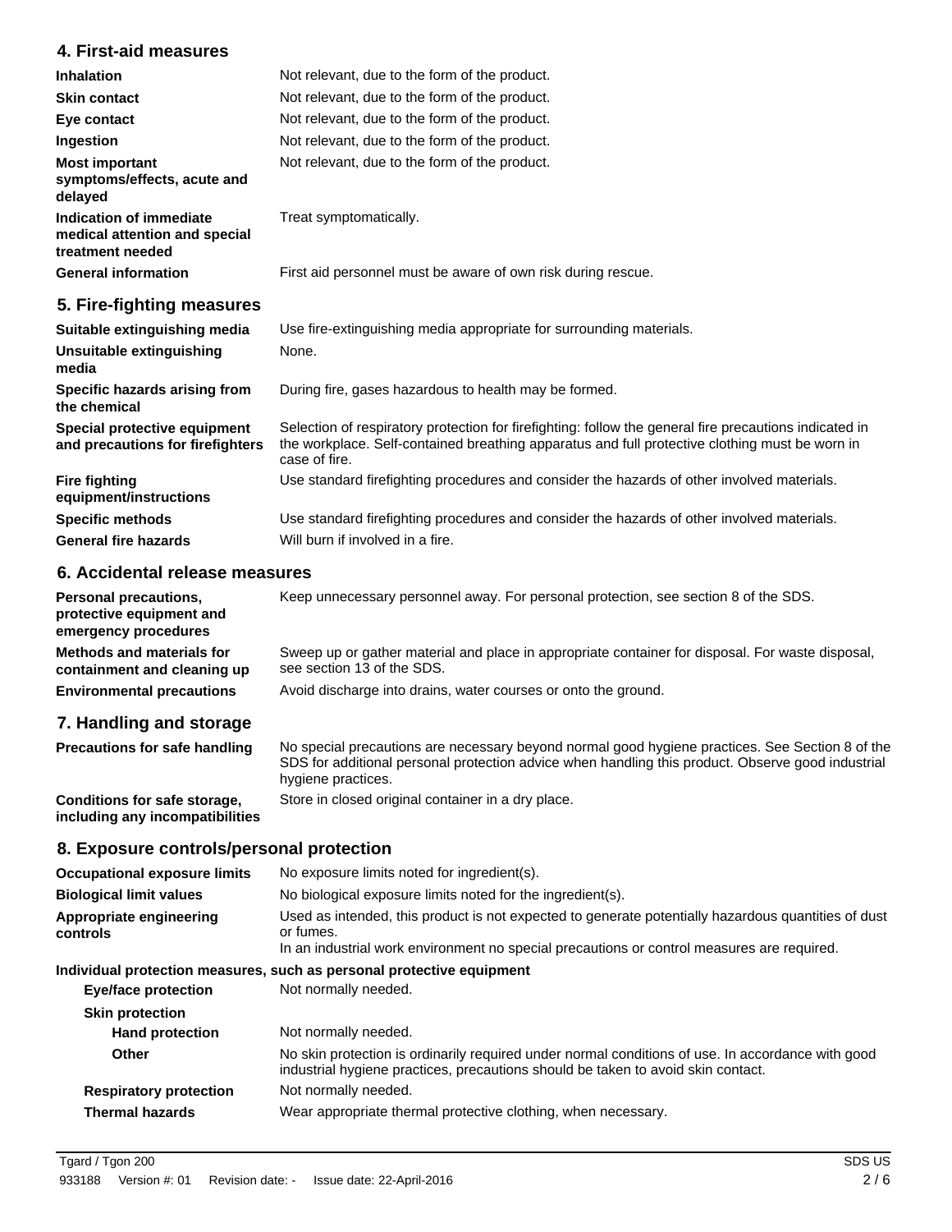## 4. First-aid measures

| | |
|---|---|
| **Inhalation** | Not relevant, due to the form of the product. |
| **Skin contact** | Not relevant, due to the form of the product. |
| **Eye contact** | Not relevant, due to the form of the product. |
| **Ingestion** | Not relevant, due to the form of the product. |
| **Most important symptoms/effects, acute and delayed** | Not relevant, due to the form of the product. |
| **Indication of immediate medical attention and special treatment needed** | Treat symptomatically. |
| **General information** | First aid personnel must be aware of own risk during rescue. |

## 5. Fire-fighting measures

| | |
|---|---|
| **Suitable extinguishing media** | Use fire-extinguishing media appropriate for surrounding materials. |
| **Unsuitable extinguishing media** | None. |
| **Specific hazards arising from the chemical** | During fire, gases hazardous to health may be formed. |
| **Special protective equipment and precautions for firefighters** | Selection of respiratory protection for firefighting: follow the general fire precautions indicated in the workplace. Self-contained breathing apparatus and full protective clothing must be worn in case of fire. |
| **Fire fighting equipment/instructions** | Use standard firefighting procedures and consider the hazards of other involved materials. |
| **Specific methods** | Use standard firefighting procedures and consider the hazards of other involved materials. |
| **General fire hazards** | Will burn if involved in a fire. |

## 6. Accidental release measures

| | |
|---|---|
| **Personal precautions, protective equipment and emergency procedures** | Keep unnecessary personnel away. For personal protection, see section 8 of the SDS. |
| **Methods and materials for containment and cleaning up** | Sweep up or gather material and place in appropriate container for disposal. For waste disposal, see section 13 of the SDS. |
| **Environmental precautions** | Avoid discharge into drains, water courses or onto the ground. |

## 7. Handling and storage

| | |
|---|---|
| **Precautions for safe handling** | No special precautions are necessary beyond normal good hygiene practices. See Section 8 of the SDS for additional personal protection advice when handling this product. Observe good industrial hygiene practices. |
| **Conditions for safe storage, including any incompatibilities** | Store in closed original container in a dry place. |

## 8. Exposure controls/personal protection

| | |
|---|---|
| **Occupational exposure limits** | No exposure limits noted for ingredient(s). |
| **Biological limit values** | No biological exposure limits noted for the ingredient(s). |
| **Appropriate engineering controls** | Used as intended, this product is not expected to generate potentially hazardous quantities of dust or fumes. In an industrial work environment no special precautions or control measures are required. |

**Individual protection measures, such as personal protective equipment**

| | |
|---|---|
| **Eye/face protection** | Not normally needed. |
| **Skin protection** | |
| **Hand protection** | Not normally needed. |
| **Other** | No skin protection is ordinarily required under normal conditions of use. In accordance with good industrial hygiene practices, precautions should be taken to avoid skin contact. |
| **Respiratory protection** | Not normally needed. |
| **Thermal hazards** | Wear appropriate thermal protective clothing, when necessary. |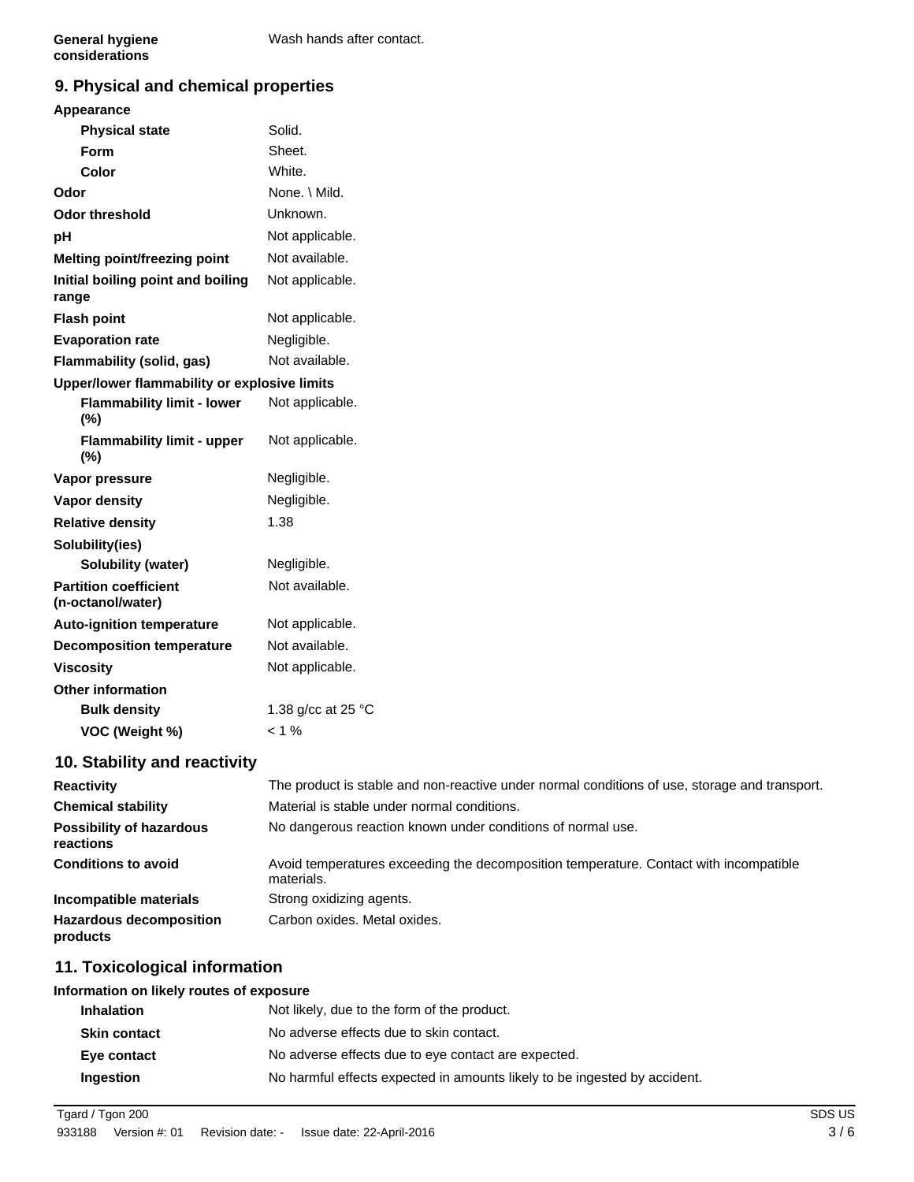| | |
|---|---|
| **General hygiene considerations** | Wash hands after contact. |

## 9. Physical and chemical properties

| | |
|---|---|
| **Appearance** | |
| **Physical state** | Solid. |
| **Form** | Sheet. |
| **Color** | White. |
| **Odor** | None. \ Mild. |
| **Odor threshold** | Unknown. |
| **pH** | Not applicable. |
| **Melting point/freezing point** | Not available. |
| **Initial boiling point and boiling range** | Not applicable. |
| **Flash point** | Not applicable. |
| **Evaporation rate** | Negligible. |
| **Flammability (solid, gas)** | Not available. |
| **Upper/lower flammability or explosive limits** | |
| **Flammability limit - lower (%)** | Not applicable. |
| **Flammability limit - upper (%)** | Not applicable. |
| **Vapor pressure** | Negligible. |
| **Vapor density** | Negligible. |
| **Relative density** | 1.38 |
| **Solubility(ies)** | |
| **Solubility (water)** | Negligible. |
| **Partition coefficient (n-octanol/water)** | Not available. |
| **Auto-ignition temperature** | Not applicable. |
| **Decomposition temperature** | Not available. |
| **Viscosity** | Not applicable. |
| **Other information** | |
| **Bulk density** | 1.38 g/cc at 25 °C |
| **VOC (Weight %)** | < 1 % |

## 10. Stability and reactivity

| | |
|---|---|
| **Reactivity** | The product is stable and non-reactive under normal conditions of use, storage and transport. |
| **Chemical stability** | Material is stable under normal conditions. |
| **Possibility of hazardous reactions** | No dangerous reaction known under conditions of normal use. |
| **Conditions to avoid** | Avoid temperatures exceeding the decomposition temperature. Contact with incompatible materials. |
| **Incompatible materials** | Strong oxidizing agents. |
| **Hazardous decomposition products** | Carbon oxides. Metal oxides. |

## 11. Toxicological information

| | |
|---|---|
| **Information on likely routes of exposure** | |
| **Inhalation** | Not likely, due to the form of the product. |
| **Skin contact** | No adverse effects due to skin contact. |
| **Eye contact** | No adverse effects due to eye contact are expected. |
| **Ingestion** | No harmful effects expected in amounts likely to be ingested by accident. |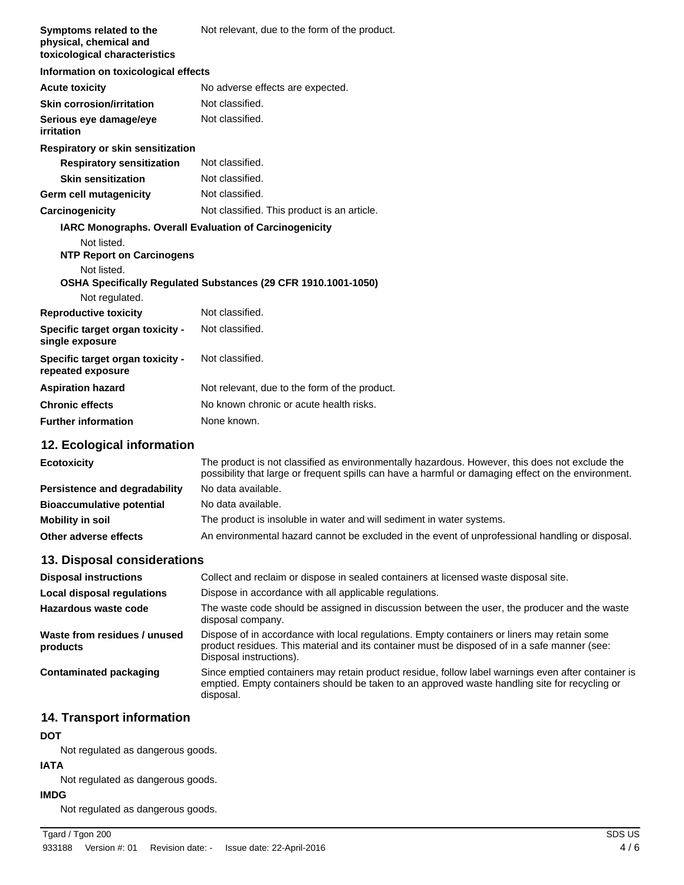| | |
|---|---|
| **Symptoms related to the physical, chemical and toxicological characteristics** | Not relevant, due to the form of the product. |

**Information on toxicological effects**

| | |
|---|---|
| **Acute toxicity** | No adverse effects are expected. |
| **Skin corrosion/irritation** | Not classified. |
| **Serious eye damage/eye irritation** | Not classified. |

**Respiratory or skin sensitization**

| | |
|---|---|
| **Respiratory sensitization** | Not classified. |
| **Skin sensitization** | Not classified. |
| **Germ cell mutagenicity** | Not classified. |
| **Carcinogenicity** | Not classified. This product is an article. |

**IARC Monographs. Overall Evaluation of Carcinogenicity**

Not listed.

**NTP Report on Carcinogens**

Not listed.

**OSHA Specifically Regulated Substances (29 CFR 1910.1001-1050)**

Not regulated.

| | |
|---|---|
| **Reproductive toxicity** | Not classified. |
| **Specific target organ toxicity - single exposure** | Not classified. |
| **Specific target organ toxicity - repeated exposure** | Not classified. |
| **Aspiration hazard** | Not relevant, due to the form of the product. |
| **Chronic effects** | No known chronic or acute health risks. |
| **Further information** | None known. |

## 12. Ecological information

| | |
|---|---|
| **Ecotoxicity** | The product is not classified as environmentally hazardous. However, this does not exclude the possibility that large or frequent spills can have a harmful or damaging effect on the environment. |
| **Persistence and degradability** | No data available. |
| **Bioaccumulative potential** | No data available. |
| **Mobility in soil** | The product is insoluble in water and will sediment in water systems. |
| **Other adverse effects** | An environmental hazard cannot be excluded in the event of unprofessional handling or disposal. |

## 13. Disposal considerations

| | |
|---|---|
| **Disposal instructions** | Collect and reclaim or dispose in sealed containers at licensed waste disposal site. |
| **Local disposal regulations** | Dispose in accordance with all applicable regulations. |
| **Hazardous waste code** | The waste code should be assigned in discussion between the user, the producer and the waste disposal company. |
| **Waste from residues / unused products** | Dispose of in accordance with local regulations. Empty containers or liners may retain some product residues. This material and its container must be disposed of in a safe manner (see: Disposal instructions). |
| **Contaminated packaging** | Since emptied containers may retain product residue, follow label warnings even after container is emptied. Empty containers should be taken to an approved waste handling site for recycling or disposal. |

## 14. Transport information

**DOT**

Not regulated as dangerous goods.

**IATA**

Not regulated as dangerous goods.

**IMDG**

Not regulated as dangerous goods.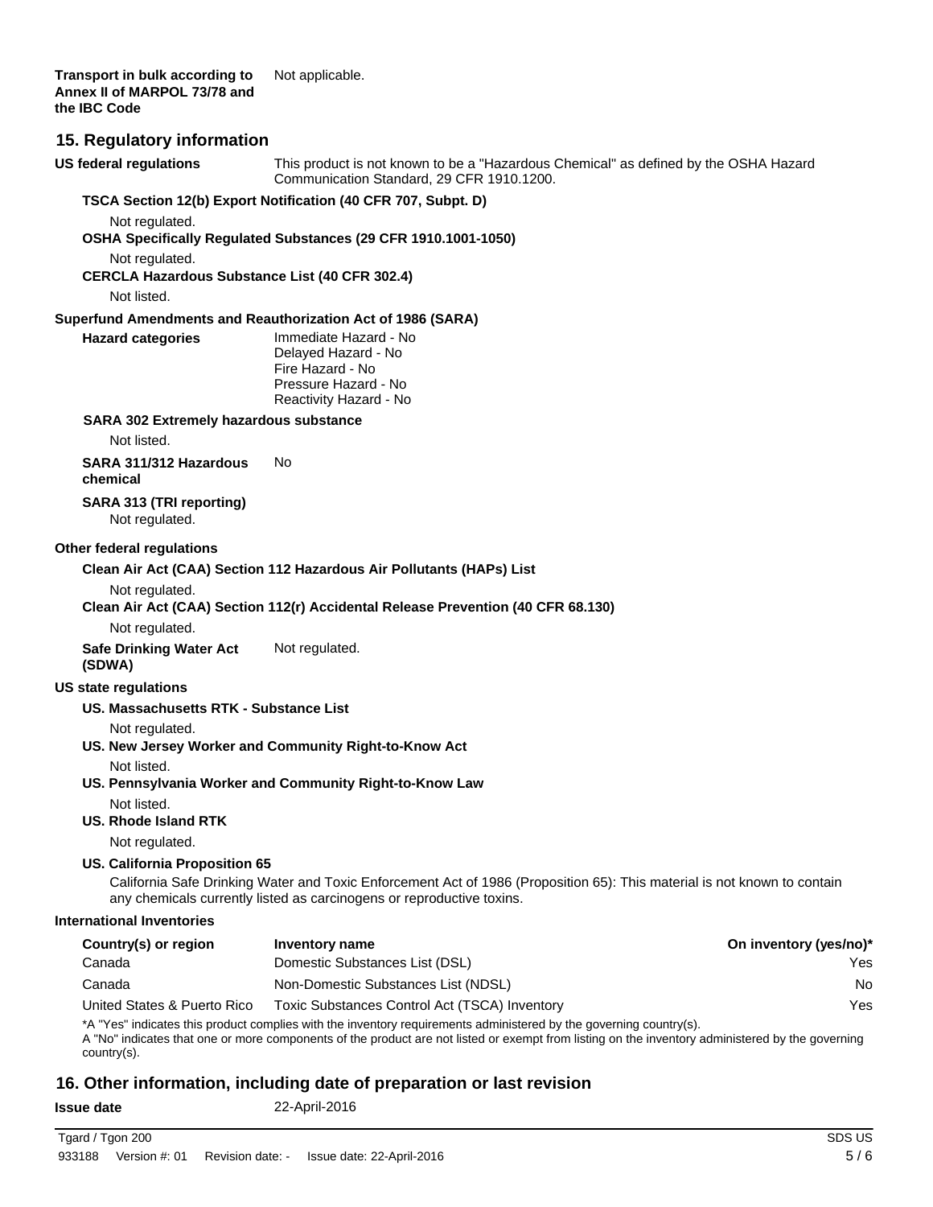**Transport in bulk according to Annex II of MARPOL 73/78 and the IBC Code** Not applicable.

## 15. Regulatory information

**US federal regulations** This product is not known to be a "Hazardous Chemical" as defined by the OSHA Hazard Communication Standard, 29 CFR 1910.1200.

**TSCA Section 12(b) Export Notification (40 CFR 707, Subpt. D)**

Not regulated.

**OSHA Specifically Regulated Substances (29 CFR 1910.1001-1050)**

Not regulated.

**CERCLA Hazardous Substance List (40 CFR 302.4)**

Not listed.

**Superfund Amendments and Reauthorization Act of 1986 (SARA)**

**Hazard categories**
Immediate Hazard - No
Delayed Hazard - No
Fire Hazard - No
Pressure Hazard - No
Reactivity Hazard - No

**SARA 302 Extremely hazardous substance**

Not listed.

**SARA 311/312 Hazardous chemical** No

**SARA 313 (TRI reporting)**

Not regulated.

**Other federal regulations**

**Clean Air Act (CAA) Section 112 Hazardous Air Pollutants (HAPs) List**

Not regulated.

**Clean Air Act (CAA) Section 112(r) Accidental Release Prevention (40 CFR 68.130)**

Not regulated.

**Safe Drinking Water Act (SDWA)** Not regulated.

**US state regulations**

**US. Massachusetts RTK - Substance List**

Not regulated.

**US. New Jersey Worker and Community Right-to-Know Act**

Not listed.

**US. Pennsylvania Worker and Community Right-to-Know Law**

Not listed.

**US. Rhode Island RTK**

Not regulated.

**US. California Proposition 65**

California Safe Drinking Water and Toxic Enforcement Act of 1986 (Proposition 65): This material is not known to contain any chemicals currently listed as carcinogens or reproductive toxins.

**International Inventories**

| Country(s) or region | Inventory name | On inventory (yes/no)* |
|---|---|---|
| Canada | Domestic Substances List (DSL) | Yes |
| Canada | Non-Domestic Substances List (NDSL) | No |
| United States & Puerto Rico | Toxic Substances Control Act (TSCA) Inventory | Yes |

*A "Yes" indicates this product complies with the inventory requirements administered by the governing country(s).
A "No" indicates that one or more components of the product are not listed or exempt from listing on the inventory administered by the governing country(s).

## 16. Other information, including date of preparation or last revision

**Issue date** 22-April-2016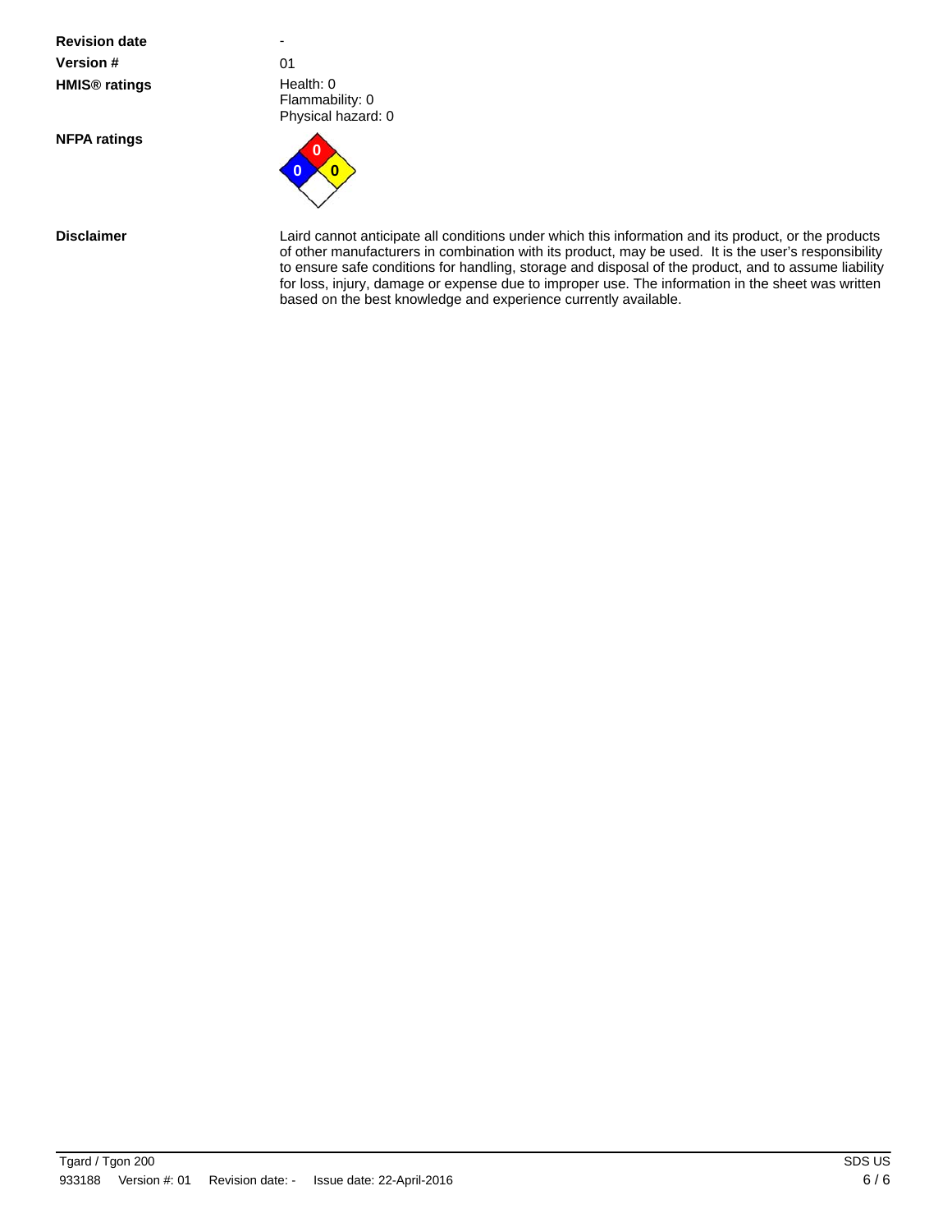**Revision date** -

**Version #** 01

**HMIS® ratings** Health: 0
Flammability: 0
Physical hazard: 0

**NFPA ratings**

0
0 0

**Disclaimer** Laird cannot anticipate all conditions under which this information and its product, or the products of other manufacturers in combination with its product, may be used. It is the user's responsibility to ensure safe conditions for handling, storage and disposal of the product, and to assume liability for loss, injury, damage or expense due to improper use. The information in the sheet was written based on the best knowledge and experience currently available.